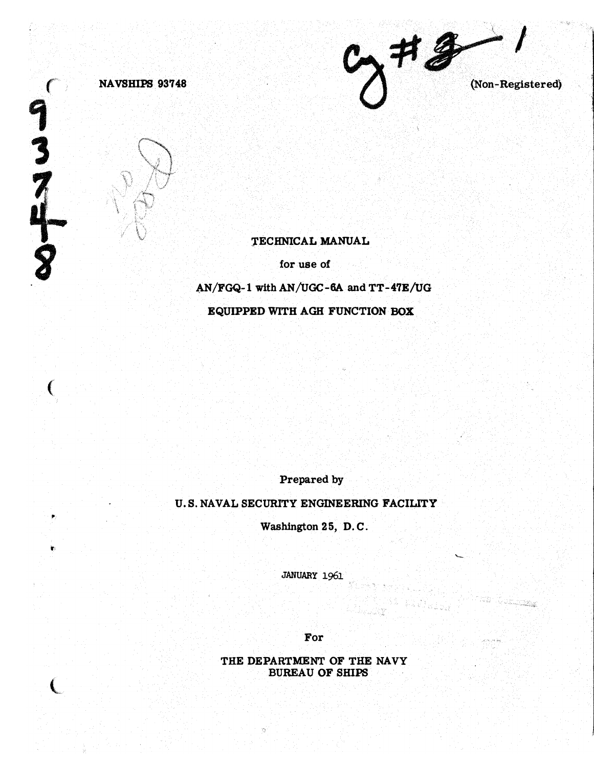NAVSHIPS 93748

(Non-Registered)

# TECHNICAL MANUAL

for use of

AN/FGQ-1 with AN/UGC-6A and TT-47E/UG

EQUIPPED WITH AGH FUNCTION BOX

Prepared by

U.S. NAVAL SECURITY ENGINEERING FACILITY

Washington 25, D.C.

JANUARY 1961

For

THE DEPARTMENT OF THE NAVY
BUREAU OF SHIPS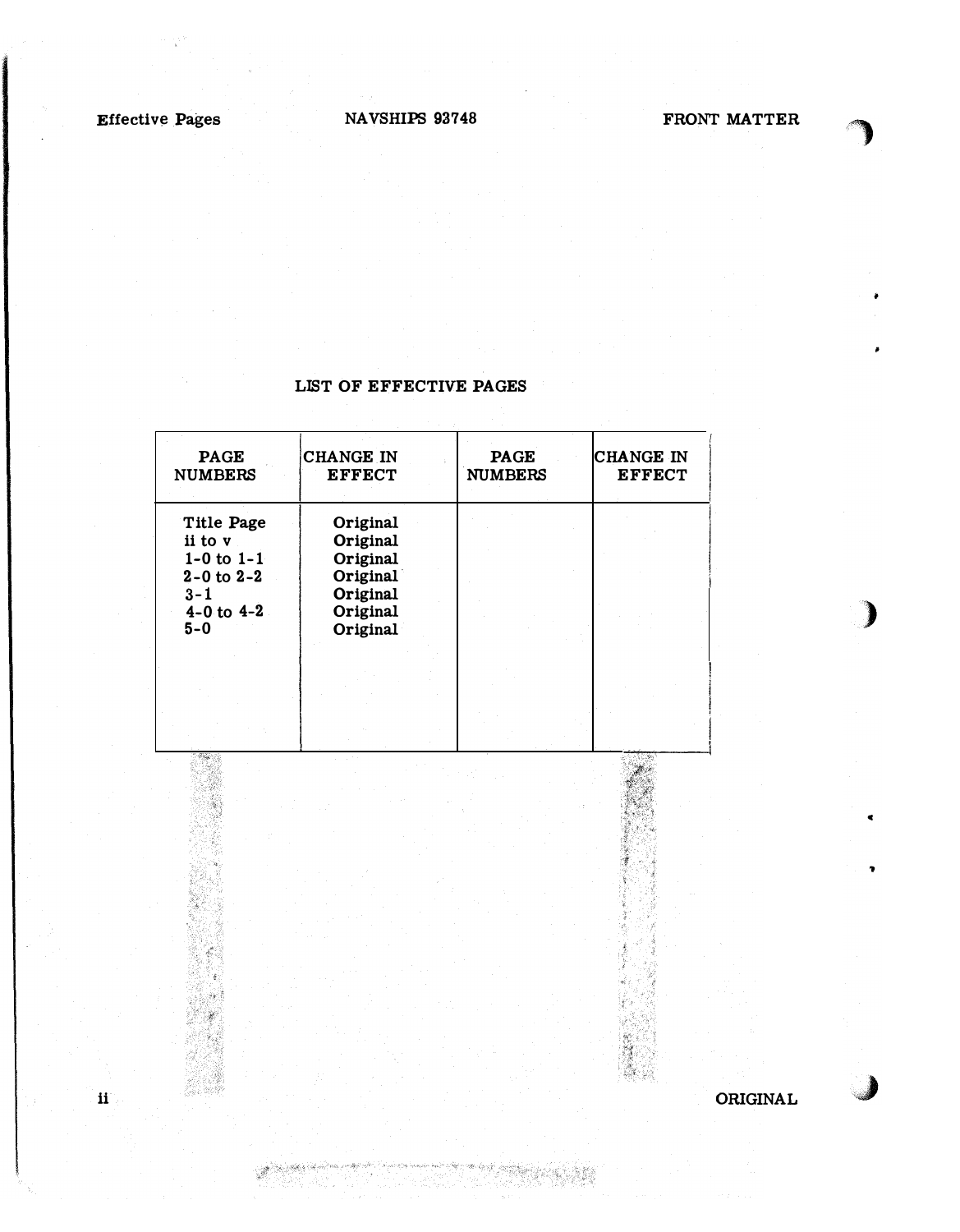# LIST OF EFFECTIVE PAGES

| PAGE NUMBERS | CHANGE IN EFFECT | PAGE NUMBERS | CHANGE IN EFFECT |
|---|---|---|---|
| Title Page | Original | | |
| ii to v | Original | | |
| 1-0 to 1-1 | Original | | |
| 2-0 to 2-2 | Original | | |
| 3-1 | Original | | |
| 4-0 to 4-2 | Original | | |
| 5-0 | Original | | |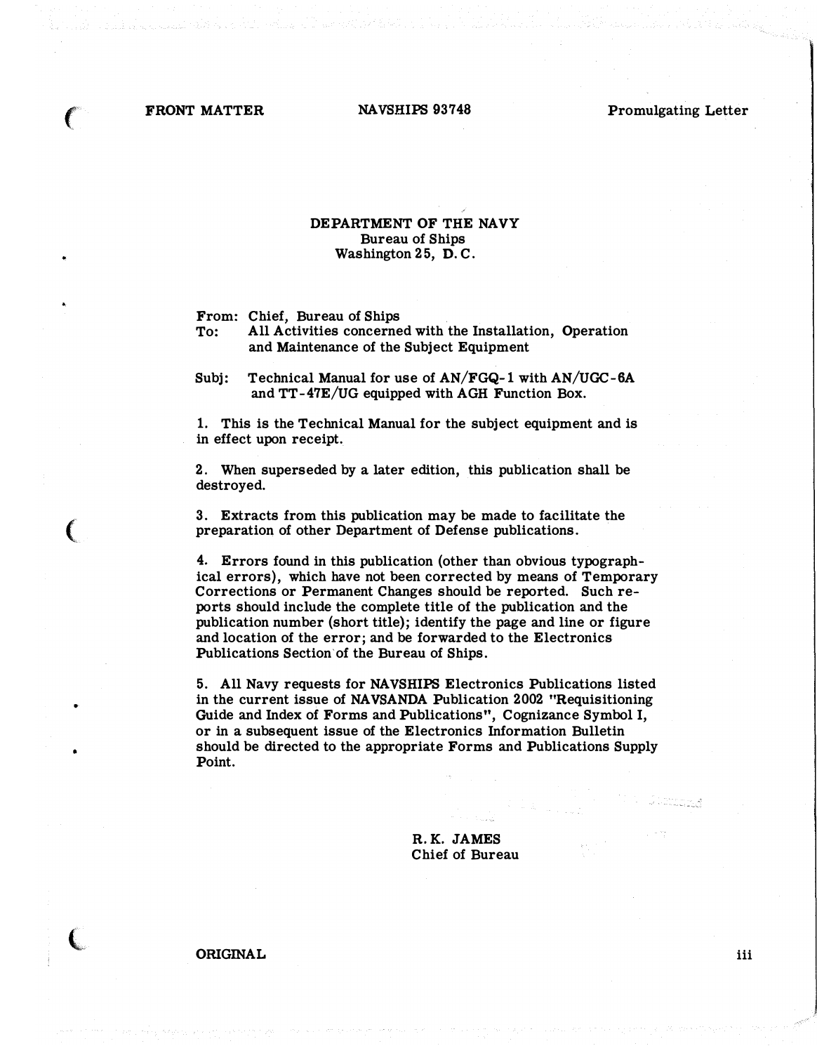DEPARTMENT OF THE NAVY
Bureau of Ships
Washington 25, D.C.

From: Chief, Bureau of Ships
To: All Activities concerned with the Installation, Operation and Maintenance of the Subject Equipment

Subj: Technical Manual for use of AN/FGQ-1 with AN/UGC-6A and TT-47E/UG equipped with AGH Function Box.

1. This is the Technical Manual for the subject equipment and is in effect upon receipt.

2. When superseded by a later edition, this publication shall be destroyed.

3. Extracts from this publication may be made to facilitate the preparation of other Department of Defense publications.

4. Errors found in this publication (other than obvious typographical errors), which have not been corrected by means of Temporary Corrections or Permanent Changes should be reported. Such reports should include the complete title of the publication and the publication number (short title); identify the page and line or figure and location of the error; and be forwarded to the Electronics Publications Section of the Bureau of Ships.

5. All Navy requests for NAVSHIPS Electronics Publications listed in the current issue of NAVSANDA Publication 2002 "Requisitioning Guide and Index of Forms and Publications", Cognizance Symbol I, or in a subsequent issue of the Electronics Information Bulletin should be directed to the appropriate Forms and Publications Supply Point.

R. K. JAMES
Chief of Bureau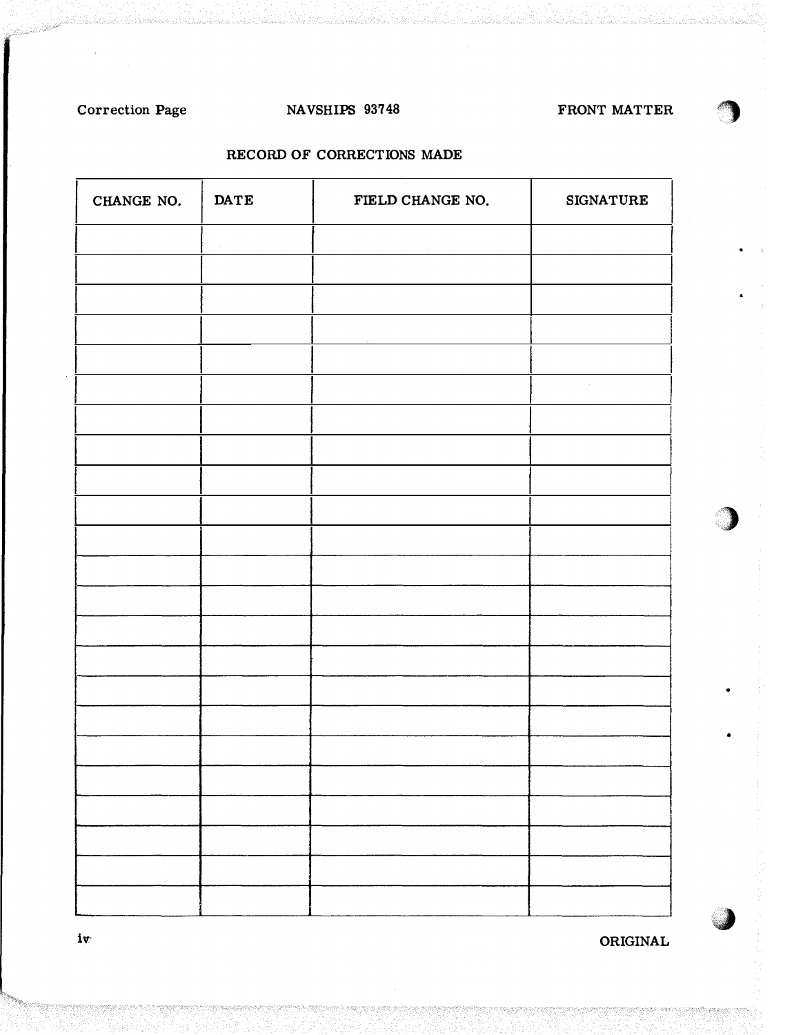## RECORD OF CORRECTIONS MADE

| CHANGE NO. | DATE | FIELD CHANGE NO. | SIGNATURE |
|---|---|---|---|
| | | | |
| | | | |
| | | | |
| | | | |
| | | | |
| | | | |
| | | | |
| | | | |
| | | | |
| | | | |
| | | | |
| | | | |
| | | | |
| | | | |
| | | | |
| | | | |
| | | | |
| | | | |
| | | | |
| | | | |
| | | | |
| | | | |
| | | | |
| | | | |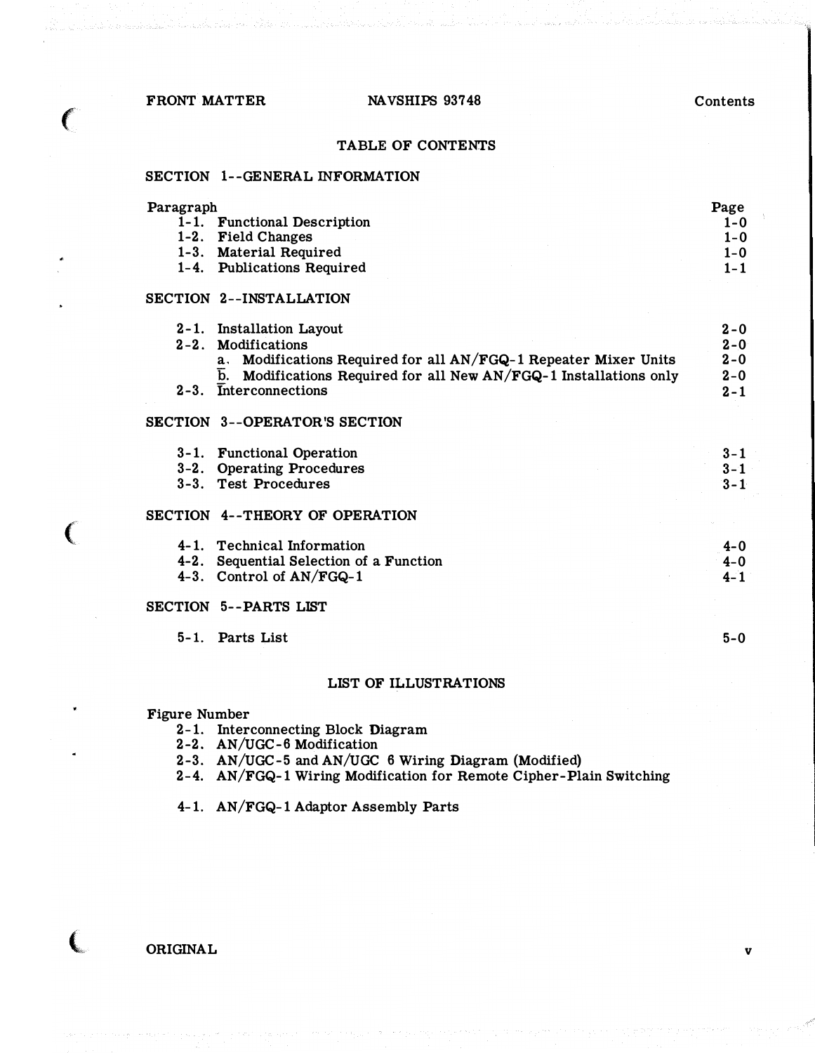# TABLE OF CONTENTS

## SECTION 1--GENERAL INFORMATION

| Paragraph | | Page |
|---|---|---|
| 1-1. | Functional Description | 1-0 |
| 1-2. | Field Changes | 1-0 |
| 1-3. | Material Required | 1-0 |
| 1-4. | Publications Required | 1-1 |

## SECTION 2--INSTALLATION

| | | |
|---|---|---|
| 2-1. | Installation Layout | 2-0 |
| 2-2. | Modifications | 2-0 |
| | a. Modifications Required for all AN/FGQ-1 Repeater Mixer Units | 2-0 |
| | b. Modifications Required for all New AN/FGQ-1 Installations only | 2-0 |
| 2-3. | Interconnections | 2-1 |

## SECTION 3--OPERATOR'S SECTION

| | | |
|---|---|---|
| 3-1. | Functional Operation | 3-1 |
| 3-2. | Operating Procedures | 3-1 |
| 3-3. | Test Procedures | 3-1 |

## SECTION 4--THEORY OF OPERATION

| | | |
|---|---|---|
| 4-1. | Technical Information | 4-0 |
| 4-2. | Sequential Selection of a Function | 4-0 |
| 4-3. | Control of AN/FGQ-1 | 4-1 |

## SECTION 5--PARTS LIST

| | | |
|---|---|---|
| 5-1. | Parts List | 5-0 |

# LIST OF ILLUSTRATIONS

Figure Number

- 2-1. Interconnecting Block Diagram
- 2-2. AN/UGC-6 Modification
- 2-3. AN/UGC-5 and AN/UGC 6 Wiring Diagram (Modified)
- 2-4. AN/FGQ-1 Wiring Modification for Remote Cipher-Plain Switching

- 4-1. AN/FGQ-1 Adaptor Assembly Parts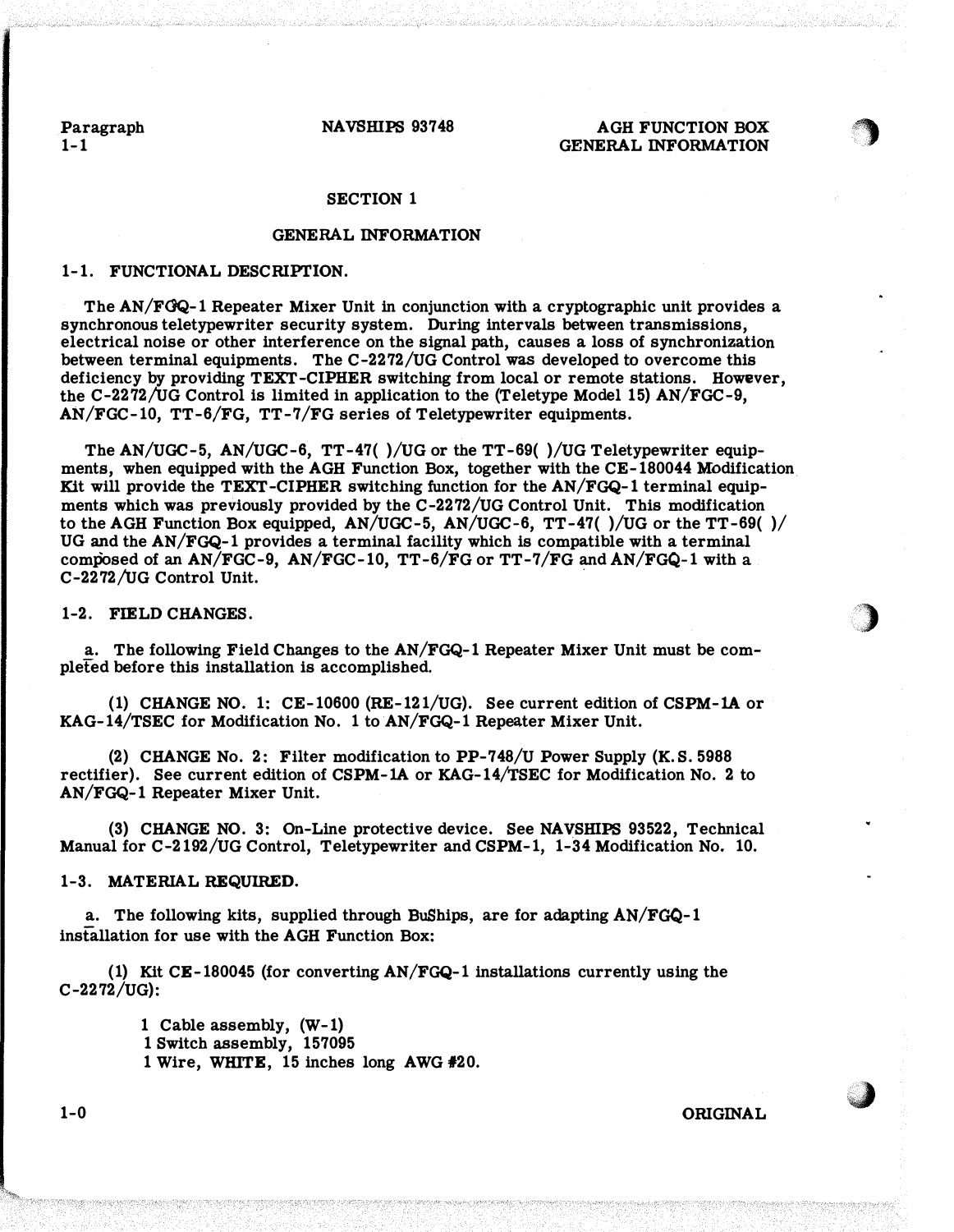## SECTION 1

## GENERAL INFORMATION

### 1-1. FUNCTIONAL DESCRIPTION.

The AN/FGQ-1 Repeater Mixer Unit in conjunction with a cryptographic unit provides a synchronous teletypewriter security system. During intervals between transmissions, electrical noise or other interference on the signal path, causes a loss of synchronization between terminal equipments. The C-2272/UG Control was developed to overcome this deficiency by providing TEXT-CIPHER switching from local or remote stations. However, the C-2272/UG Control is limited in application to the (Teletype Model 15) AN/FGC-9, AN/FGC-10, TT-6/FG, TT-7/FG series of Teletypewriter equipments.

The AN/UGC-5, AN/UGC-6, TT-47( )/UG or the TT-69( )/UG Teletypewriter equipments, when equipped with the AGH Function Box, together with the CE-180044 Modification Kit will provide the TEXT-CIPHER switching function for the AN/FGQ-1 terminal equipments which was previously provided by the C-2272/UG Control Unit. This modification to the AGH Function Box equipped, AN/UGC-5, AN/UGC-6, TT-47( )/UG or the TT-69( )/UG and the AN/FGQ-1 provides a terminal facility which is compatible with a terminal composed of an AN/FGC-9, AN/FGC-10, TT-6/FG or TT-7/FG and AN/FGQ-1 with a C-2272/UG Control Unit.

### 1-2. FIELD CHANGES.

a. The following Field Changes to the AN/FGQ-1 Repeater Mixer Unit must be completed before this installation is accomplished.

(1) CHANGE NO. 1: CE-10600 (RE-121/UG). See current edition of CSPM-1A or KAG-14/TSEC for Modification No. 1 to AN/FGQ-1 Repeater Mixer Unit.

(2) CHANGE No. 2: Filter modification to PP-748/U Power Supply (K.S. 5988 rectifier). See current edition of CSPM-1A or KAG-14/TSEC for Modification No. 2 to AN/FGQ-1 Repeater Mixer Unit.

(3) CHANGE NO. 3: On-Line protective device. See NAVSHIPS 93522, Technical Manual for C-2192/UG Control, Teletypewriter and CSPM-1, 1-34 Modification No. 10.

### 1-3. MATERIAL REQUIRED.

a. The following kits, supplied through BuShips, are for adapting AN/FGQ-1 installation for use with the AGH Function Box:

(1) Kit CE-180045 (for converting AN/FGQ-1 installations currently using the C-2272/UG):

1 Cable assembly, (W-1)
1 Switch assembly, 157095
1 Wire, WHITE, 15 inches long AWG #20.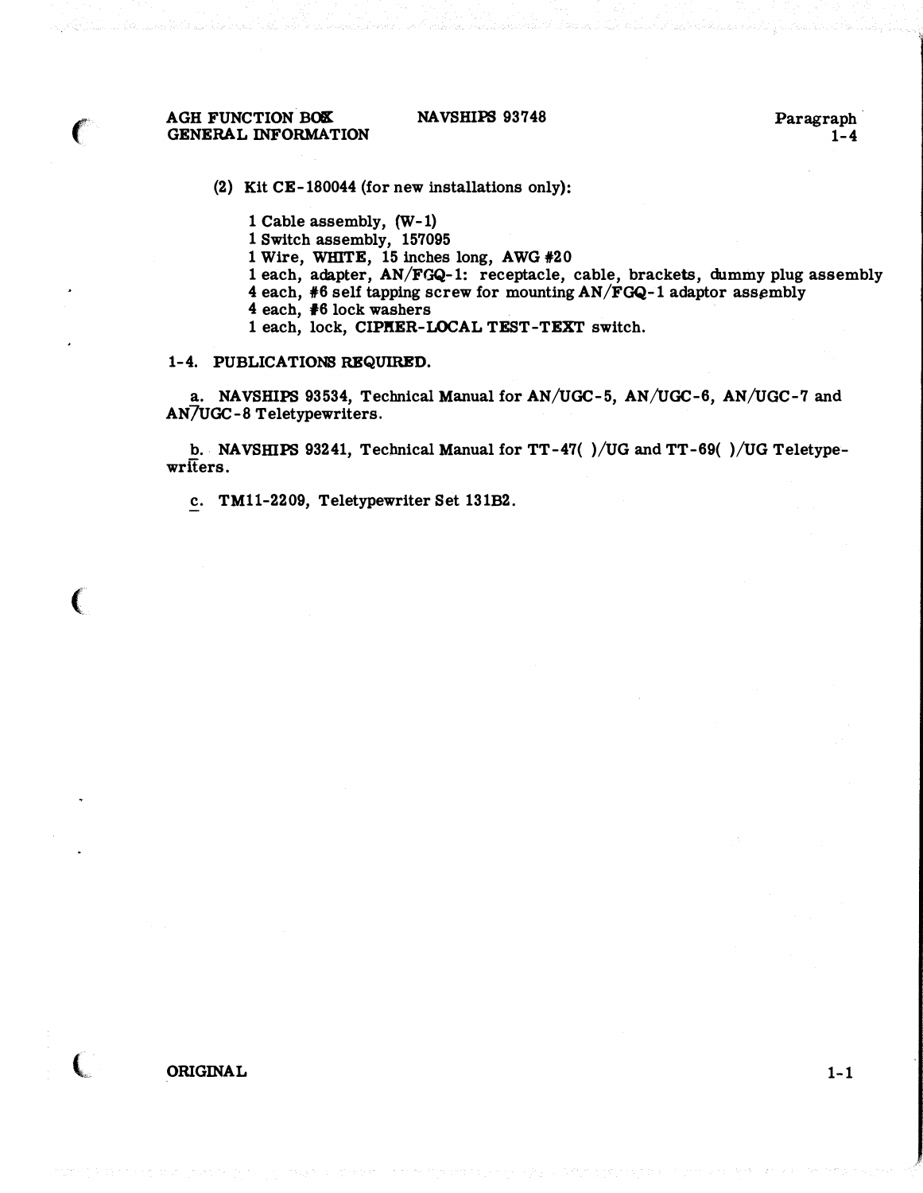(2) Kit CE-180044 (for new installations only):

1 Cable assembly, (W-1)
1 Switch assembly, 157095
1 Wire, WHITE, 15 inches long, AWG #20
1 each, adapter, AN/FGQ-1: receptacle, cable, brackets, dummy plug assembly
4 each, #6 self tapping screw for mounting AN/FGQ-1 adaptor assembly
4 each, #6 lock washers
1 each, lock, CIPHER-LOCAL TEST-TEXT switch.

## 1-4. PUBLICATIONS REQUIRED.

a. NAVSHIPS 93534, Technical Manual for AN/UGC-5, AN/UGC-6, AN/UGC-7 and AN/UGC-8 Teletypewriters.

b. NAVSHIPS 93241, Technical Manual for TT-47( )/UG and TT-69( )/UG Teletypewriters.

c. TM11-2209, Teletypewriter Set 131B2.

ORIGINAL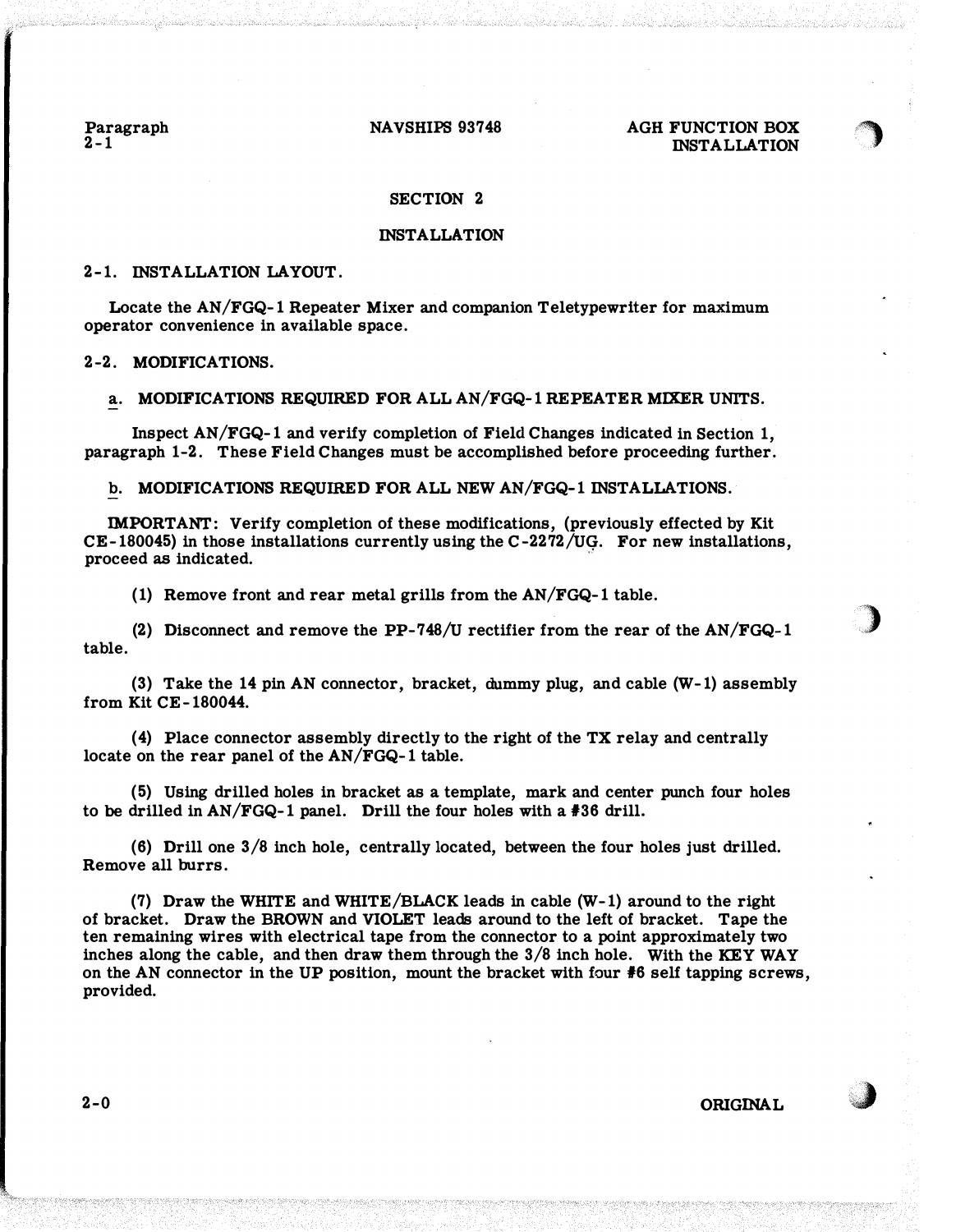## SECTION 2

## INSTALLATION

### 2-1. INSTALLATION LAYOUT.

Locate the AN/FGQ-1 Repeater Mixer and companion Teletypewriter for maximum operator convenience in available space.

### 2-2. MODIFICATIONS.

a. MODIFICATIONS REQUIRED FOR ALL AN/FGQ-1 REPEATER MIXER UNITS.

Inspect AN/FGQ-1 and verify completion of Field Changes indicated in Section 1, paragraph 1-2. These Field Changes must be accomplished before proceeding further.

b. MODIFICATIONS REQUIRED FOR ALL NEW AN/FGQ-1 INSTALLATIONS.

IMPORTANT: Verify completion of these modifications, (previously effected by Kit CE-180045) in those installations currently using the C-2272/UG. For new installations, proceed as indicated.

(1) Remove front and rear metal grills from the AN/FGQ-1 table.

(2) Disconnect and remove the PP-748/U rectifier from the rear of the AN/FGQ-1 table.

(3) Take the 14 pin AN connector, bracket, dummy plug, and cable (W-1) assembly from Kit CE-180044.

(4) Place connector assembly directly to the right of the TX relay and centrally locate on the rear panel of the AN/FGQ-1 table.

(5) Using drilled holes in bracket as a template, mark and center punch four holes to be drilled in AN/FGQ-1 panel. Drill the four holes with a #36 drill.

(6) Drill one 3/8 inch hole, centrally located, between the four holes just drilled. Remove all burrs.

(7) Draw the WHITE and WHITE/BLACK leads in cable (W-1) around to the right of bracket. Draw the BROWN and VIOLET leads around to the left of bracket. Tape the ten remaining wires with electrical tape from the connector to a point approximately two inches along the cable, and then draw them through the 3/8 inch hole. With the KEY WAY on the AN connector in the UP position, mount the bracket with four #6 self tapping screws, provided.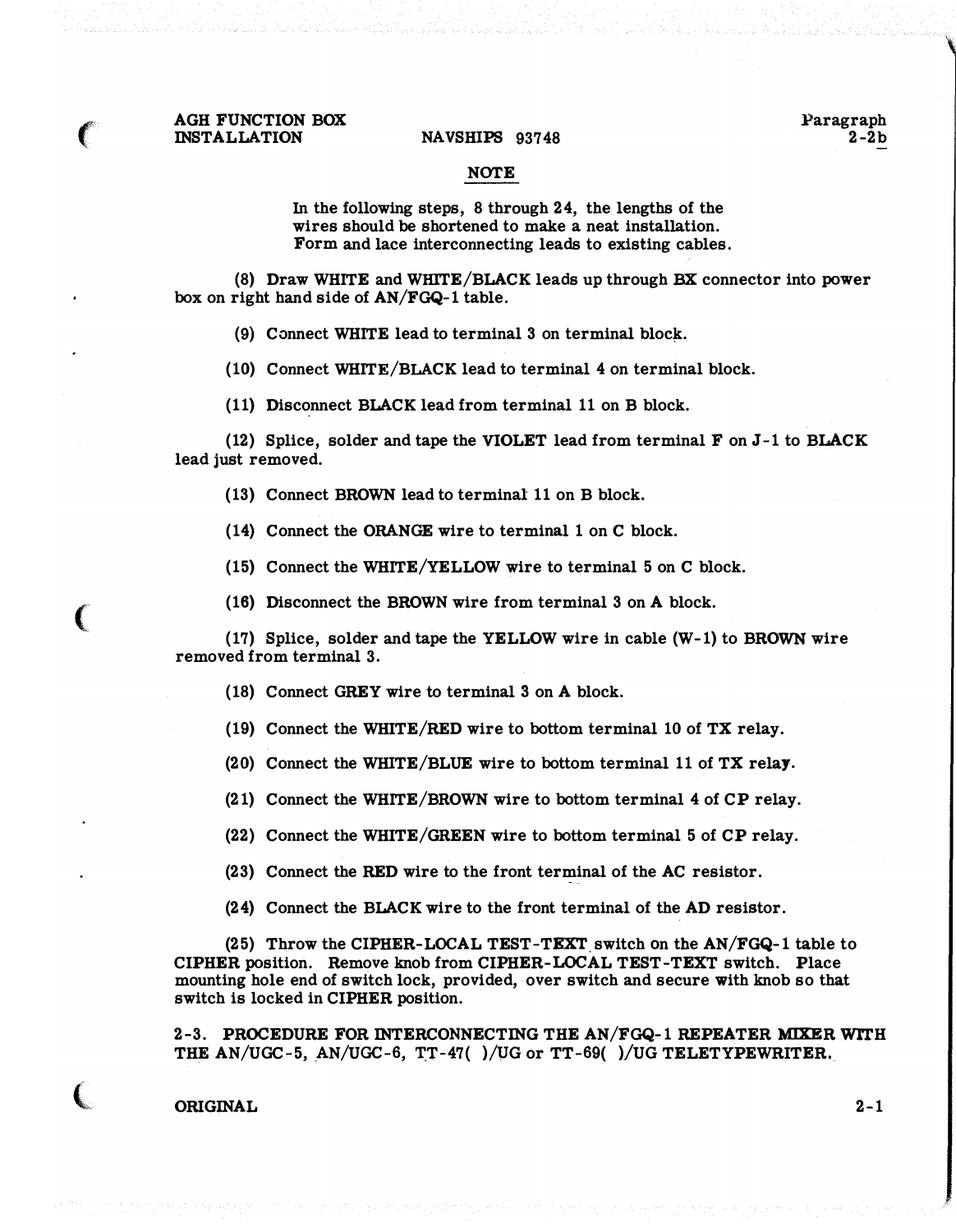**NOTE**

In the following steps, 8 through 24, the lengths of the wires should be shortened to make a neat installation. Form and lace interconnecting leads to existing cables.

(8) Draw WHITE and WHITE/BLACK leads up through BX connector into power box on right hand side of AN/FGQ-1 table.

(9) Connect WHITE lead to terminal 3 on terminal block.

(10) Connect WHITE/BLACK lead to terminal 4 on terminal block.

(11) Disconnect BLACK lead from terminal 11 on B block.

(12) Splice, solder and tape the VIOLET lead from terminal F on J-1 to BLACK lead just removed.

(13) Connect BROWN lead to terminal 11 on B block.

(14) Connect the ORANGE wire to terminal 1 on C block.

(15) Connect the WHITE/YELLOW wire to terminal 5 on C block.

(16) Disconnect the BROWN wire from terminal 3 on A block.

(17) Splice, solder and tape the YELLOW wire in cable (W-1) to BROWN wire removed from terminal 3.

(18) Connect GREY wire to terminal 3 on A block.

(19) Connect the WHITE/RED wire to bottom terminal 10 of TX relay.

(20) Connect the WHITE/BLUE wire to bottom terminal 11 of TX relay.

(21) Connect the WHITE/BROWN wire to bottom terminal 4 of CP relay.

(22) Connect the WHITE/GREEN wire to bottom terminal 5 of CP relay.

(23) Connect the RED wire to the front terminal of the AC resistor.

(24) Connect the BLACK wire to the front terminal of the AD resistor.

(25) Throw the CIPHER-LOCAL TEST-TEXT switch on the AN/FGQ-1 table to CIPHER position. Remove knob from CIPHER-LOCAL TEST-TEXT switch. Place mounting hole end of switch lock, provided, over switch and secure with knob so that switch is locked in CIPHER position.

## 2-3. PROCEDURE FOR INTERCONNECTING THE AN/FGQ-1 REPEATER MIXER WITH THE AN/UGC-5, AN/UGC-6, TT-47( )/UG or TT-69( )/UG TELETYPEWRITER.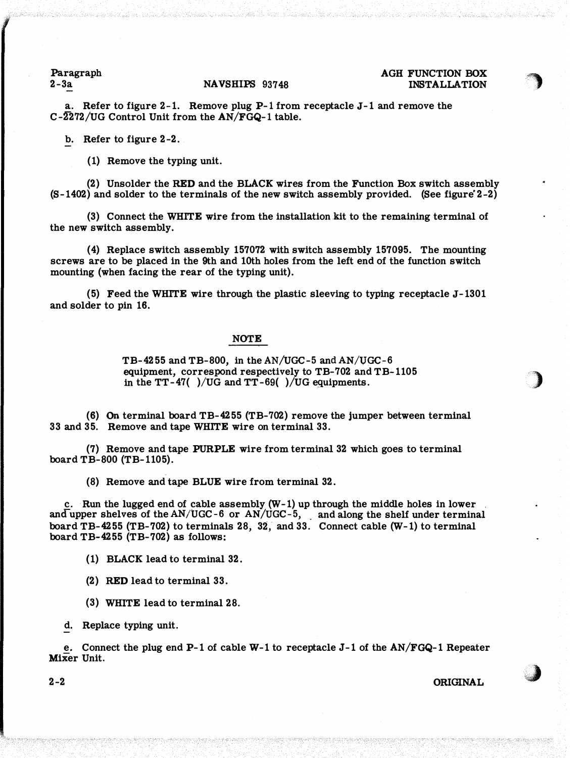a. Refer to figure 2-1. Remove plug P-1 from receptacle J-1 and remove the C-2272/UG Control Unit from the AN/FGQ-1 table.

b. Refer to figure 2-2.

(1) Remove the typing unit.

(2) Unsolder the **RED** and the **BLACK** wires from the Function Box switch assembly (S-1402) and solder to the terminals of the new switch assembly provided. (See figure 2-2)

(3) Connect the **WHITE** wire from the installation kit to the remaining terminal of the new switch assembly.

(4) Replace switch assembly 157072 with switch assembly 157095. The mounting screws are to be placed in the 9th and 10th holes from the left end of the function switch mounting (when facing the rear of the typing unit).

(5) Feed the **WHITE** wire through the plastic sleeving to typing receptacle J-1301 and solder to pin 16.

**NOTE**

TB-4255 and TB-800, in the AN/UGC-5 and AN/UGC-6 equipment, correspond respectively to TB-702 and TB-1105 in the TT-47( )/UG and TT-69( )/UG equipments.

(6) On terminal board TB-4255 (TB-702) remove the jumper between terminal 33 and 35. Remove and tape **WHITE** wire on terminal 33.

(7) Remove and tape **PURPLE** wire from terminal 32 which goes to terminal board TB-800 (TB-1105).

(8) Remove and tape **BLUE** wire from terminal 32.

c. Run the lugged end of cable assembly (W-1) up through the middle holes in lower and upper shelves of the AN/UGC-6 or AN/UGC-5, and along the shelf under terminal board TB-4255 (TB-702) to terminals 28, 32, and 33. Connect cable (W-1) to terminal board TB-4255 (TB-702) as follows:

(1) **BLACK** lead to terminal 32.

(2) **RED** lead to terminal 33.

(3) **WHITE** lead to terminal 28.

d. Replace typing unit.

e. Connect the plug end P-1 of cable W-1 to receptacle J-1 of the AN/FGQ-1 Repeater Mixer Unit.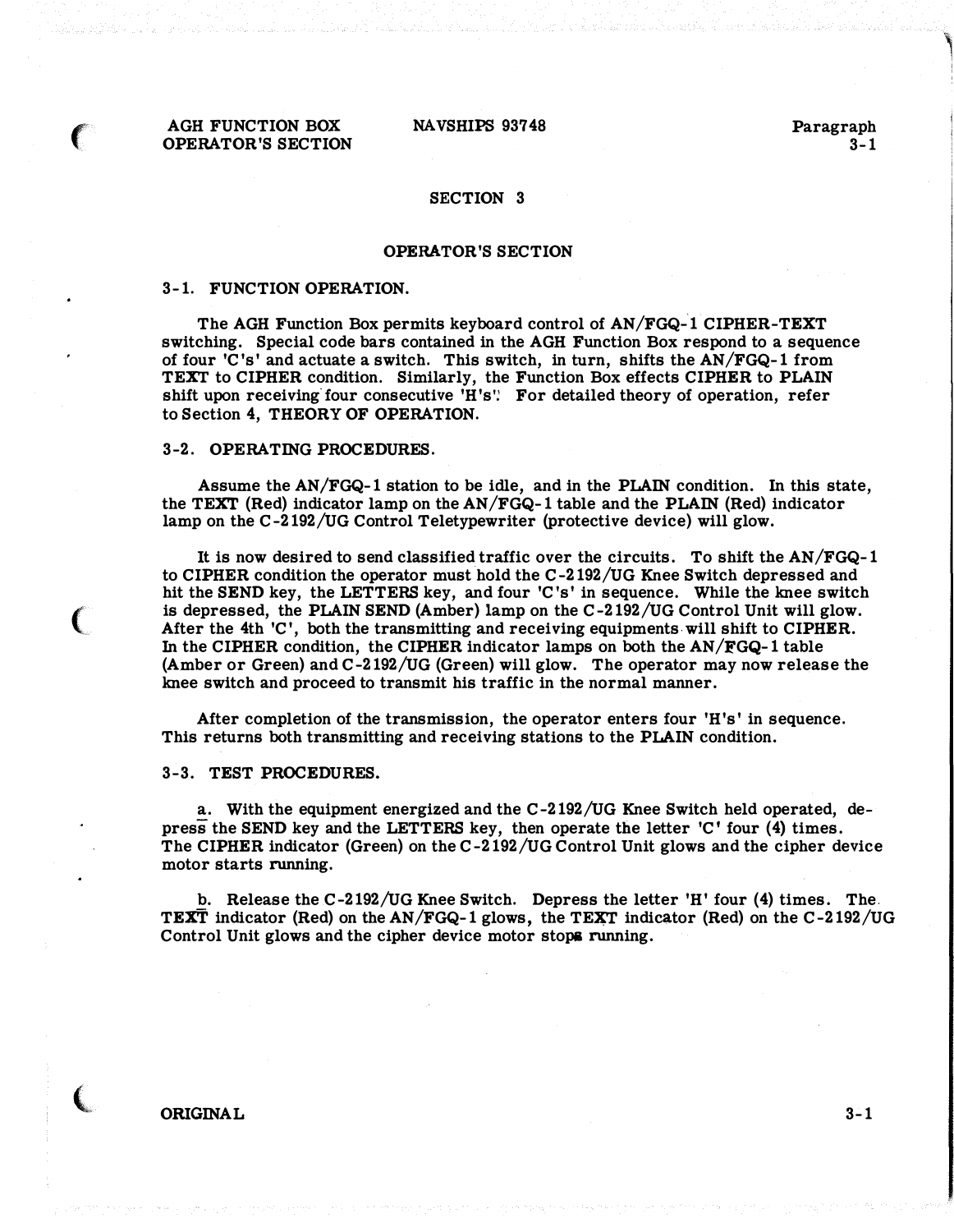# SECTION 3

## OPERATOR'S SECTION

### 3-1. FUNCTION OPERATION.

The AGH Function Box permits keyboard control of AN/FGQ-1 CIPHER-TEXT switching. Special code bars contained in the AGH Function Box respond to a sequence of four 'C's' and actuate a switch. This switch, in turn, shifts the AN/FGQ-1 from **TEXT** to **CIPHER** condition. Similarly, the Function Box effects **CIPHER** to **PLAIN** shift upon receiving four consecutive 'H's'. For detailed theory of operation, refer to Section 4, **THEORY OF OPERATION.**

### 3-2. OPERATING PROCEDURES.

Assume the AN/FGQ-1 station to be idle, and in the **PLAIN** condition. In this state, the **TEXT** (Red) indicator lamp on the AN/FGQ-1 table and the **PLAIN** (Red) indicator lamp on the C-2192/UG Control Teletypewriter (protective device) will glow.

It is now desired to send classified traffic over the circuits. To shift the AN/FGQ-1 to CIPHER condition the operator must hold the C-2192/UG Knee Switch depressed and hit the **SEND** key, the **LETTERS** key, and four 'C's' in sequence. While the knee switch is depressed, the **PLAIN SEND** (Amber) lamp on the C-2192/UG Control Unit will glow. After the 4th 'C', both the transmitting and receiving equipments will shift to **CIPHER**. In the **CIPHER** condition, the **CIPHER** indicator lamps on both the AN/FGQ-1 table (Amber or Green) and C-2192/UG (Green) will glow. The operator may now release the knee switch and proceed to transmit his traffic in the normal manner.

After completion of the transmission, the operator enters four 'H's' in sequence. This returns both transmitting and receiving stations to the **PLAIN** condition.

### 3-3. TEST PROCEDURES.

a. With the equipment energized and the C-2192/UG Knee Switch held operated, depress the **SEND** key and the **LETTERS** key, then operate the letter 'C' four (4) times. The **CIPHER** indicator (Green) on the C-2192/UG Control Unit glows and the cipher device motor starts running.

b. Release the C-2192/UG Knee Switch. Depress the letter 'H' four (4) times. The **TEXT** indicator (Red) on the AN/FGQ-1 glows, the **TEXT** indicator (Red) on the C-2192/UG Control Unit glows and the cipher device motor stops running.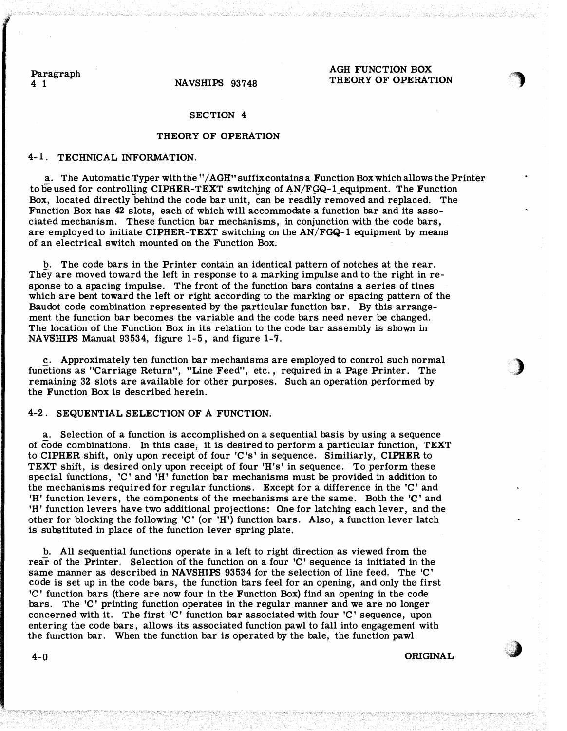## SECTION 4

## THEORY OF OPERATION

### 4-1. TECHNICAL INFORMATION.

a. The Automatic Typer with the "/AGH" suffix contains a Function Box which allows the Printer to be used for controlling CIPHER-TEXT switching of AN/FGQ-1 equipment. The Function Box, located directly behind the code bar unit, can be readily removed and replaced. The Function Box has 42 slots, each of which will accommodate a function bar and its associated mechanism. These function bar mechanisms, in conjunction with the code bars, are employed to initiate CIPHER-TEXT switching on the AN/FGQ-1 equipment by means of an electrical switch mounted on the Function Box.

b. The code bars in the Printer contain an identical pattern of notches at the rear. They are moved toward the left in response to a marking impulse and to the right in response to a spacing impulse. The front of the function bars contains a series of tines which are bent toward the left or right according to the marking or spacing pattern of the Baudot code combination represented by the particular function bar. By this arrangement the function bar becomes the variable and the code bars need never be changed. The location of the Function Box in its relation to the code bar assembly is shown in NAVSHIPS Manual 93534, figure 1-5, and figure 1-7.

c. Approximately ten function bar mechanisms are employed to control such normal functions as "Carriage Return", "Line Feed", etc., required in a Page Printer. The remaining 32 slots are available for other purposes. Such an operation performed by the Function Box is described herein.

### 4-2. SEQUENTIAL SELECTION OF A FUNCTION.

a. Selection of a function is accomplished on a sequential basis by using a sequence of code combinations. In this case, it is desired to perform a particular function, TEXT to CIPHER shift, only upon receipt of four 'C's' in sequence. Similiarly, CIPHER to TEXT shift, is desired only upon receipt of four 'H's' in sequence. To perform these special functions, 'C' and 'H' function bar mechanisms must be provided in addition to the mechanisms required for regular functions. Except for a difference in the 'C' and 'H' function levers, the components of the mechanisms are the same. Both the 'C' and 'H' function levers have two additional projections: One for latching each lever, and the other for blocking the following 'C' (or 'H') function bars. Also, a function lever latch is substituted in place of the function lever spring plate.

b. All sequential functions operate in a left to right direction as viewed from the rear of the Printer. Selection of the function on a four 'C' sequence is initiated in the same manner as described in NAVSHIPS 93534 for the selection of line feed. The 'C' code is set up in the code bars, the function bars feel for an opening, and only the first 'C' function bars (there are now four in the Function Box) find an opening in the code bars. The 'C' printing function operates in the regular manner and we are no longer concerned with it. The first 'C' function bar associated with four 'C' sequence, upon entering the code bars, allows its associated function pawl to fall into engagement with the function bar. When the function bar is operated by the bale, the function pawl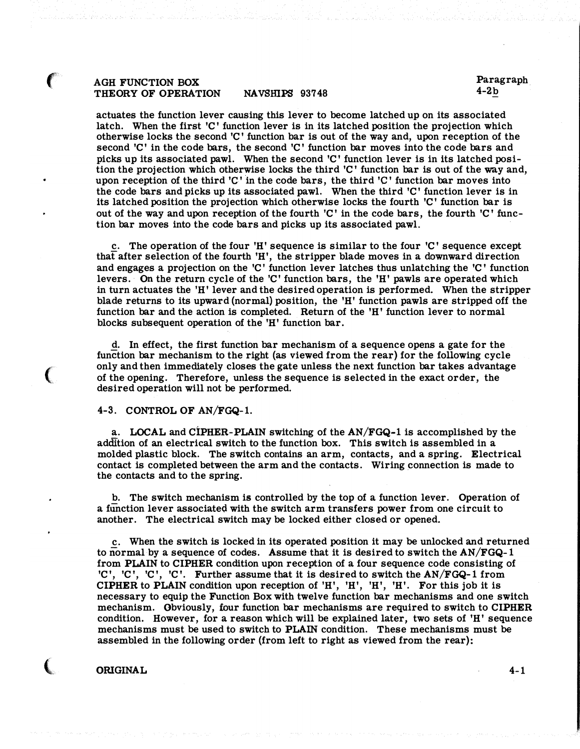actuates the function lever causing this lever to become latched up on its associated latch. When the first 'C' function lever is in its latched position the projection which otherwise locks the second 'C' function bar is out of the way and, upon reception of the second 'C' in the code bars, the second 'C' function bar moves into the code bars and picks up its associated pawl. When the second 'C' function lever is in its latched position the projection which otherwise locks the third 'C' function bar is out of the way and, upon reception of the third 'C' in the code bars, the third 'C' function bar moves into the code bars and picks up its associated pawl. When the third 'C' function lever is in its latched position the projection which otherwise locks the fourth 'C' function bar is out of the way and upon reception of the fourth 'C' in the code bars, the fourth 'C' function bar moves into the code bars and picks up its associated pawl.

c. The operation of the four 'H' sequence is similar to the four 'C' sequence except that after selection of the fourth 'H', the stripper blade moves in a downward direction and engages a projection on the 'C' function lever latches thus unlatching the 'C' function levers. On the return cycle of the 'C' function bars, the 'H' pawls are operated which in turn actuates the 'H' lever and the desired operation is performed. When the stripper blade returns to its upward (normal) position, the 'H' function pawls are stripped off the function bar and the action is completed. Return of the 'H' function lever to normal blocks subsequent operation of the 'H' function bar.

d. In effect, the first function bar mechanism of a sequence opens a gate for the function bar mechanism to the right (as viewed from the rear) for the following cycle only and then immediately closes the gate unless the next function bar takes advantage of the opening. Therefore, unless the sequence is selected in the exact order, the desired operation will not be performed.

## 4-3. CONTROL OF AN/FGQ-1.

a. **LOCAL** and **CIPHER-PLAIN** switching of the AN/FGQ-1 is accomplished by the addition of an electrical switch to the function box. This switch is assembled in a molded plastic block. The switch contains an arm, contacts, and a spring. Electrical contact is completed between the arm and the contacts. Wiring connection is made to the contacts and to the spring.

b. The switch mechanism is controlled by the top of a function lever. Operation of a function lever associated with the switch arm transfers power from one circuit to another. The electrical switch may be locked either closed or opened.

c. When the switch is locked in its operated position it may be unlocked and returned to normal by a sequence of codes. Assume that it is desired to switch the AN/FGQ-1 from **PLAIN** to **CIPHER** condition upon reception of a four sequence code consisting of 'C', 'C', 'C', 'C'. Further assume that it is desired to switch the AN/FGQ-1 from **CIPHER** to **PLAIN** condition upon reception of 'H', 'H', 'H', 'H'. For this job it is necessary to equip the Function Box with twelve function bar mechanisms and one switch mechanism. Obviously, four function bar mechanisms are required to switch to **CIPHER** condition. However, for a reason which will be explained later, two sets of 'H' sequence mechanisms must be used to switch to **PLAIN** condition. These mechanisms must be assembled in the following order (from left to right as viewed from the rear):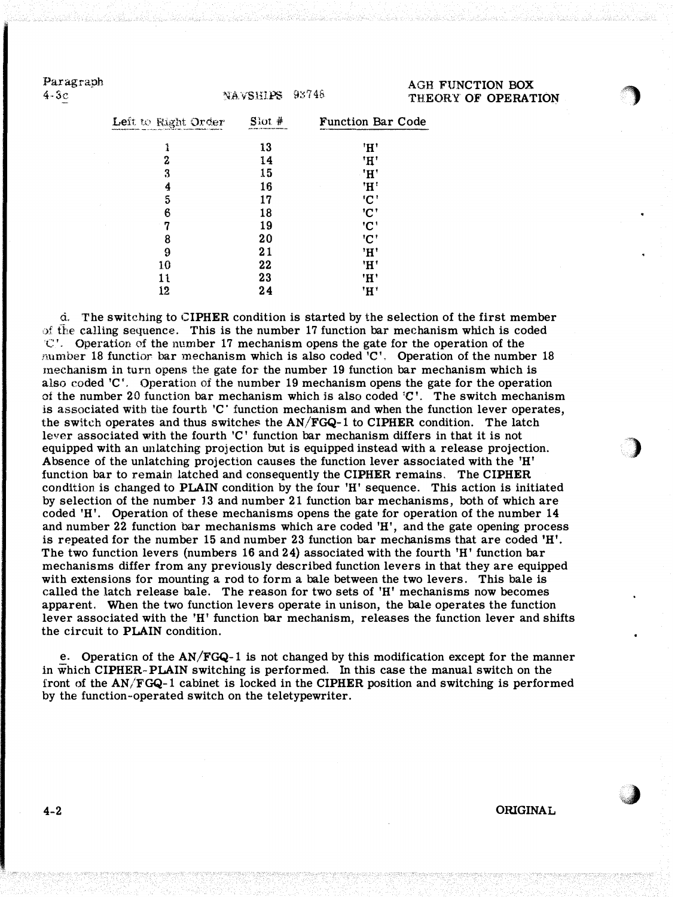| Left to Right Order | Slot # | Function Bar Code |
|---|---|---|
| 1 | 13 | 'H' |
| 2 | 14 | 'H' |
| 3 | 15 | 'H' |
| 4 | 16 | 'H' |
| 5 | 17 | 'C' |
| 6 | 18 | 'C' |
| 7 | 19 | 'C' |
| 8 | 20 | 'C' |
| 9 | 21 | 'H' |
| 10 | 22 | 'H' |
| 11 | 23 | 'H' |
| 12 | 24 | 'H' |

d. The switching to CIPHER condition is started by the selection of the first member of the calling sequence. This is the number 17 function bar mechanism which is coded 'C'. Operation of the number 17 mechanism opens the gate for the operation of the number 18 function bar mechanism which is also coded 'C'. Operation of the number 18 mechanism in turn opens the gate for the number 19 function bar mechanism which is also coded 'C'. Operation of the number 19 mechanism opens the gate for the operation of the number 20 function bar mechanism which is also coded 'C'. The switch mechanism is associated with the fourth 'C' function mechanism and when the function lever operates, the switch operates and thus switches the AN/FGQ-1 to **CIPHER** condition. The latch lever associated with the fourth 'C' function bar mechanism differs in that it is not equipped with an unlatching projection but is equipped instead with a release projection. Absence of the unlatching projection causes the function lever associated with the 'H' function bar to remain latched and consequently the **CIPHER** remains. The **CIPHER** condition is changed to **PLAIN** condition by the four 'H' sequence. This action is initiated by selection of the number 13 and number 21 function bar mechanisms, both of which are coded 'H'. Operation of these mechanisms opens the gate for operation of the number 14 and number 22 function bar mechanisms which are coded 'H', and the gate opening process is repeated for the number 15 and number 23 function bar mechanisms that are coded 'H'. The two function levers (numbers 16 and 24) associated with the fourth 'H' function bar mechanisms differ from any previously described function levers in that they are equipped with extensions for mounting a rod to form a bale between the two levers. This bale is called the latch release bale. The reason for two sets of 'H' mechanisms now becomes apparent. When the two function levers operate in unison, the bale operates the function lever associated with the 'H' function bar mechanism, releases the function lever and shifts the circuit to **PLAIN** condition.

e. Operation of the **AN/FGQ-1** is not changed by this modification except for the manner in which **CIPHER-PLAIN** switching is performed. In this case the manual switch on the front of the AN/FGQ-1 cabinet is locked in the **CIPHER** position and switching is performed by the function-operated switch on the teletypewriter.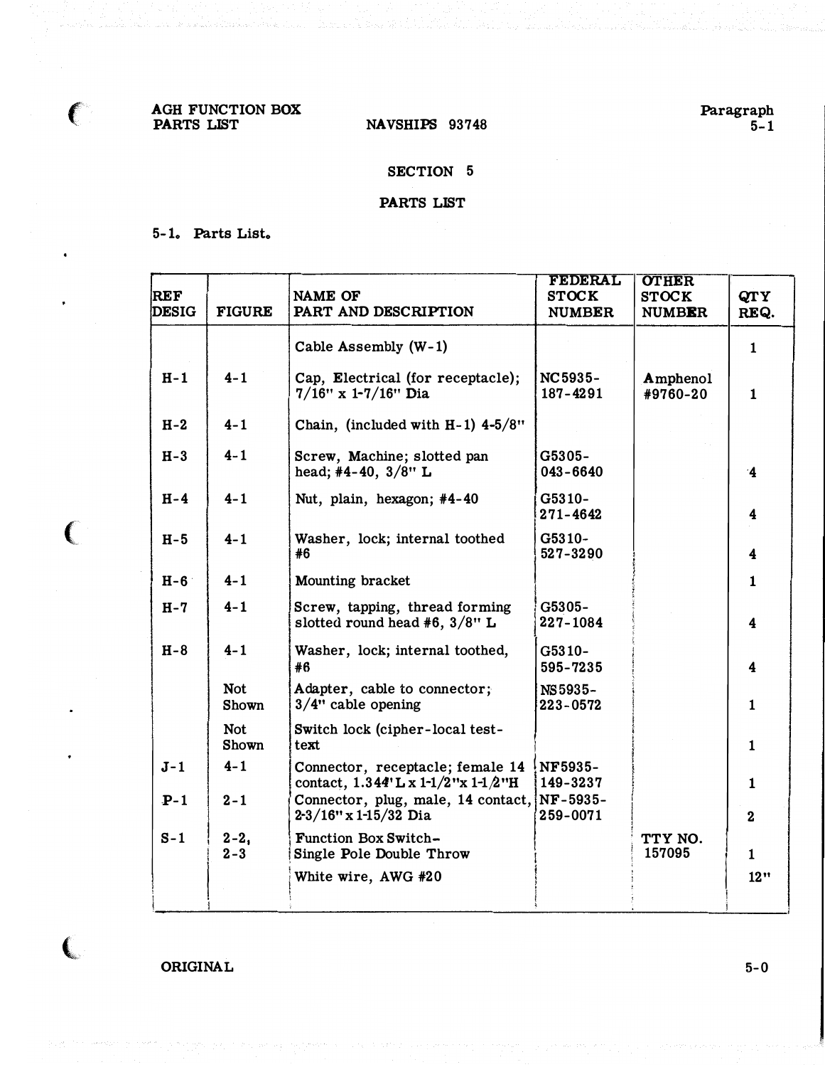## SECTION 5

## PARTS LIST

5-1. Parts List.

| REF DESIG | FIGURE | NAME OF PART AND DESCRIPTION | FEDERAL STOCK NUMBER | OTHER STOCK NUMBER | QTY REQ. |
|---|---|---|---|---|---|
| | | Cable Assembly (W-1) | | | 1 |
| H-1 | 4-1 | Cap, Electrical (for receptacle); 7/16" x 1-7/16" Dia | NC5935-187-4291 | Amphenol #9760-20 | 1 |
| H-2 | 4-1 | Chain, (included with H-1) 4-5/8" | | | |
| H-3 | 4-1 | Screw, Machine; slotted pan head; #4-40, 3/8" L | G5305-043-6640 | | 4 |
| H-4 | 4-1 | Nut, plain, hexagon; #4-40 | G5310-271-4642 | | 4 |
| H-5 | 4-1 | Washer, lock; internal toothed #6 | G5310-527-3290 | | 4 |
| H-6 | 4-1 | Mounting bracket | | | 1 |
| H-7 | 4-1 | Screw, tapping, thread forming slotted round head #6, 3/8" L | G5305-227-1084 | | 4 |
| H-8 | 4-1 | Washer, lock; internal toothed, #6 | G5310-595-7235 | | 4 |
| | Not Shown | Adapter, cable to connector; 3/4" cable opening | NS5935-223-0572 | | 1 |
| | Not Shown | Switch lock (cipher-local test-text | | | 1 |
| J-1 | 4-1 | Connector, receptacle; female 14 contact, 1.344" L x 1-1/2" x 1-1/2" H | NF5935-149-3237 | | 1 |
| P-1 | 2-1 | Connector, plug, male, 14 contact, 2-3/16" x 1-15/32 Dia | NF-5935-259-0071 | | 2 |
| S-1 | 2-2, 2-3 | Function Box Switch-Single Pole Double Throw | | TTY NO. 157095 | 1 |
| | | White wire, AWG #20 | | | 12" |

ORIGINAL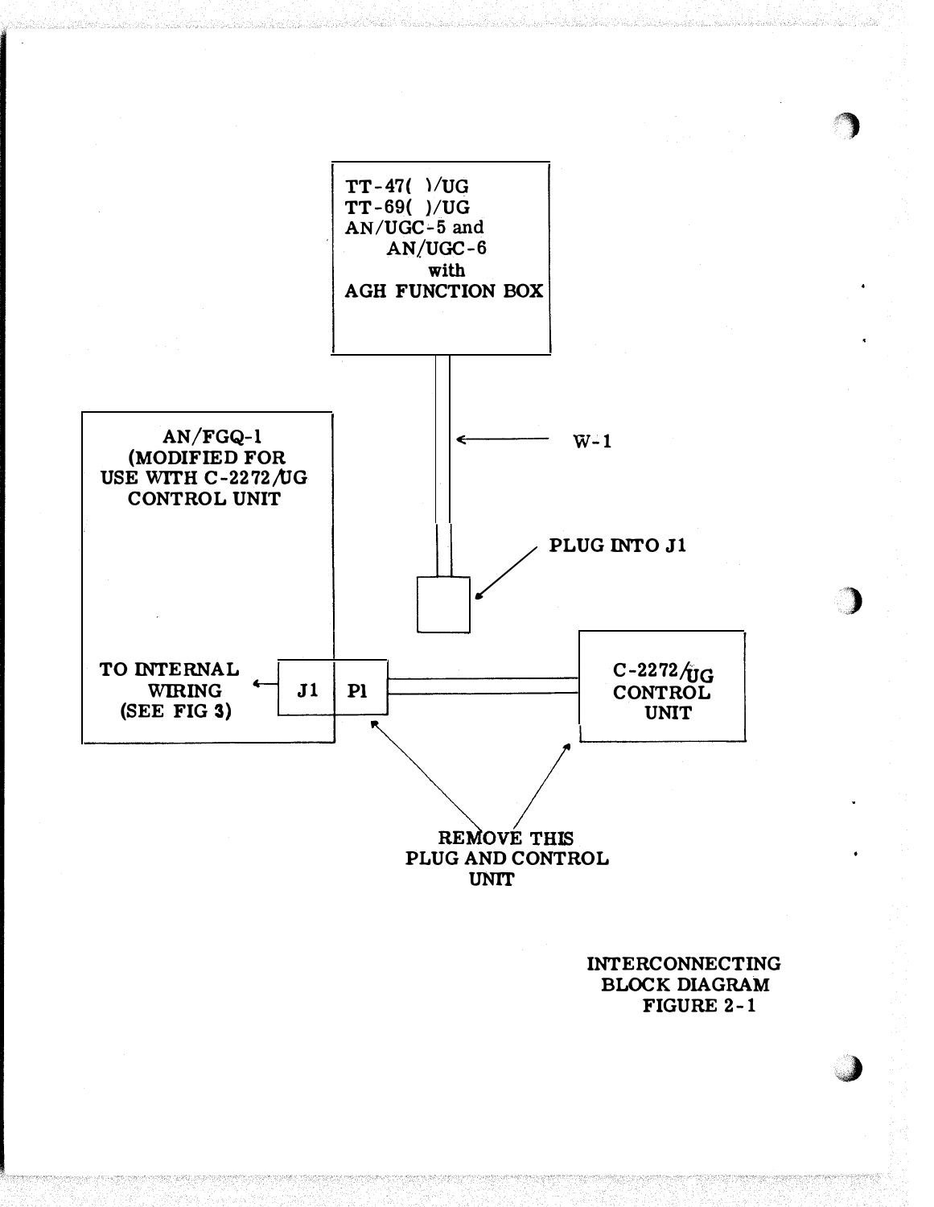TT-47( )/UG
TT-69( )/UG
AN/UGC-5 and
AN/UGC-6
with
AGH FUNCTION BOX

W-1

PLUG INTO J1

AN/FGQ-1
(MODIFIED FOR
USE WITH C-2272/UG
CONTROL UNIT

TO INTERNAL
WIRING
(SEE FIG 3)

J1 | P1

C-2272/UG
CONTROL
UNIT

REMOVE THIS
PLUG AND CONTROL
UNIT

INTERCONNECTING
BLOCK DIAGRAM
FIGURE 2-1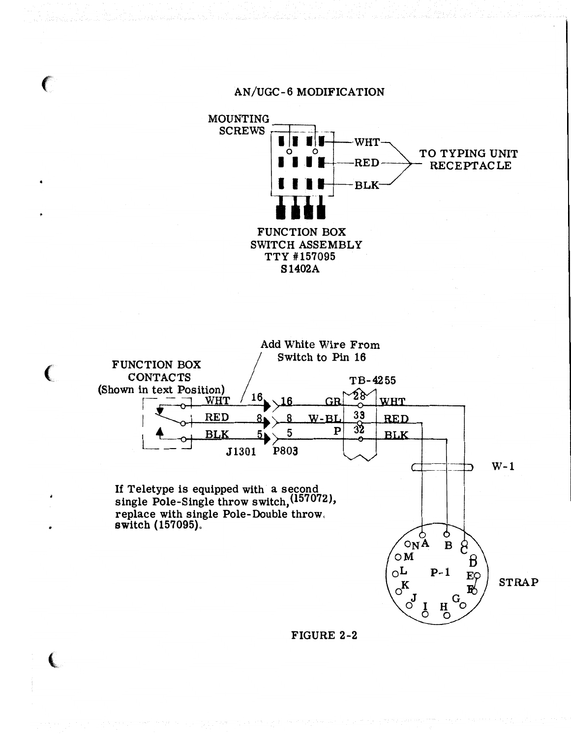# AN/UGC-6 MODIFICATION

MOUNTING SCREWS

WHT
RED
BLK

TO TYPING UNIT RECEPTACLE

FUNCTION BOX SWITCH ASSEMBLY
TTY #157095
S1402A

Add White Wire From Switch to Pin 16

FUNCTION BOX CONTACTS
(Shown in text Position)

WHT 16 16 GR 28 WHT
RED 8 8 W-BL 33 RED
BLK 5 5 P 32 BLK

J1301 P803

TB-4255

W-1

If Teletype is equipped with a second single Pole-Single throw switch, (157072), replace with single Pole-Double throw switch (157095).

P-1

N A B C D E F G H I J K L M

STRAP

FIGURE 2-2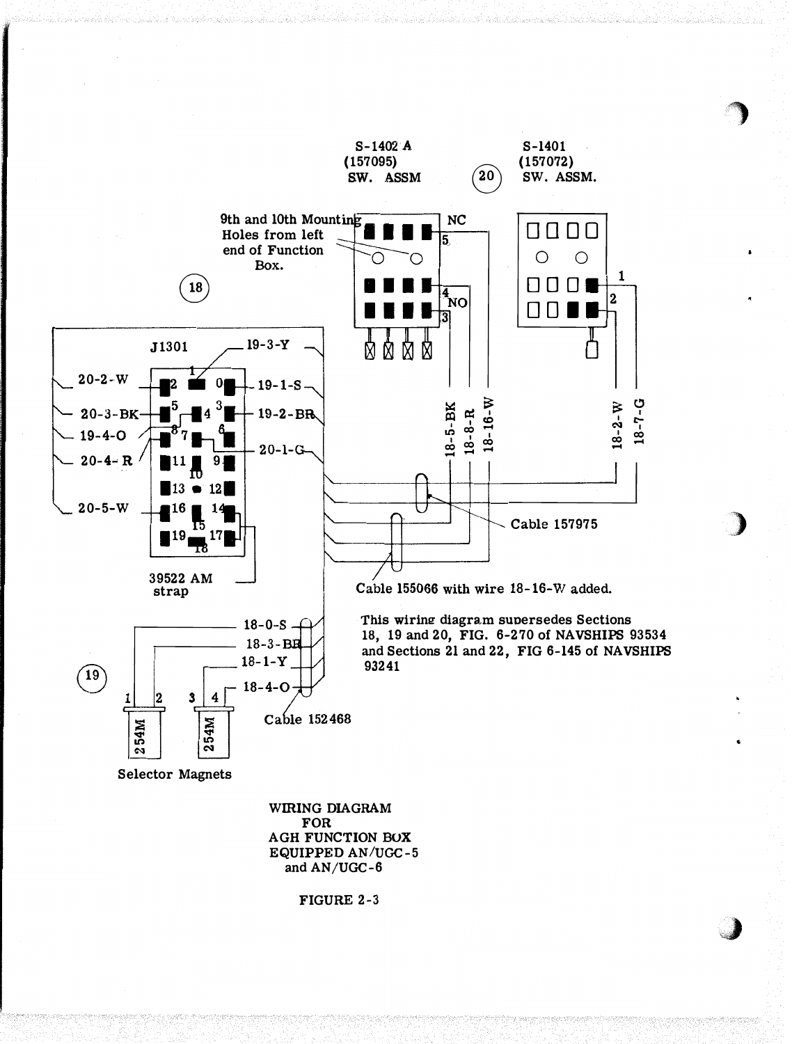S-1402 A
(157095)
SW. ASSM

(20)

S-1401
(157072)
SW. ASSM.

9th and 10th Mounting Holes from left end of Function Box.

NC

5

4
NO
3

1

2

(18)

J1301

19-3-Y

20-2-W

19-1-S

20-3-BK

19-2-BR

19-4-O

20-1-G

20-4-R

20-5-W

18-5-BK

18-8-R

18-16-W

18-2-W

18-7-G

Cable 157975

39522 AM strap

Cable 155066 with wire 18-16-W added.

18-0-S

18-3-BR

18-1-Y

18-4-O

(19)

Cable 152468

254M

254M

Selector Magnets

This wiring diagram supersedes Sections 18, 19 and 20, FIG. 6-270 of NAVSHIPS 93534 and Sections 21 and 22, FIG 6-145 of NAVSHIPS 93241

WIRING DIAGRAM
FOR
AGH FUNCTION BOX
EQUIPPED AN/UGC-5
and AN/UGC-6

FIGURE 2-3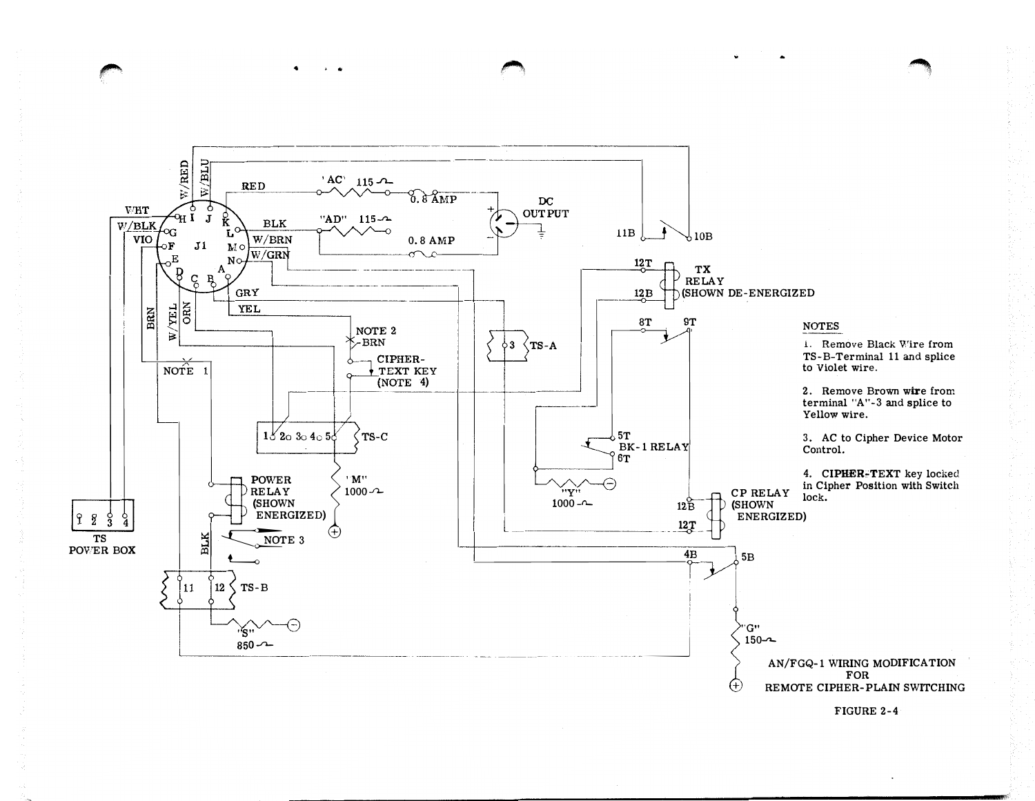NOTES

1. Remove Black Wire from TS-B-Terminal 11 and splice to Violet wire.

2. Remove Brown wire from terminal "A"-3 and splice to Yellow wire.

3. AC to Cipher Device Motor Control.

4. CIPHER-TEXT key locked in Cipher Position with Switch lock.

AN/FGQ-1 WIRING MODIFICATION FOR REMOTE CIPHER-PLAIN SWITCHING

FIGURE 2-4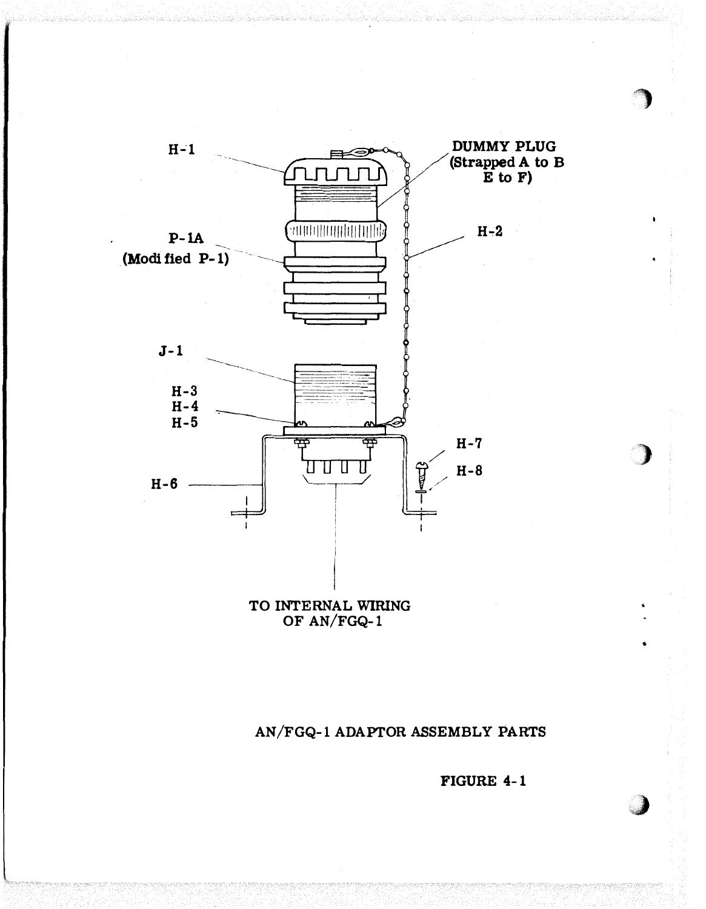H-1

DUMMY PLUG (Strapped A to B E to F)

P-1A (Modified P-1)

H-2

J-1

H-3
H-4
H-5

H-7

H-8

H-6

TO INTERNAL WIRING OF AN/FGQ-1

AN/FGQ-1 ADAPTOR ASSEMBLY PARTS

FIGURE 4-1